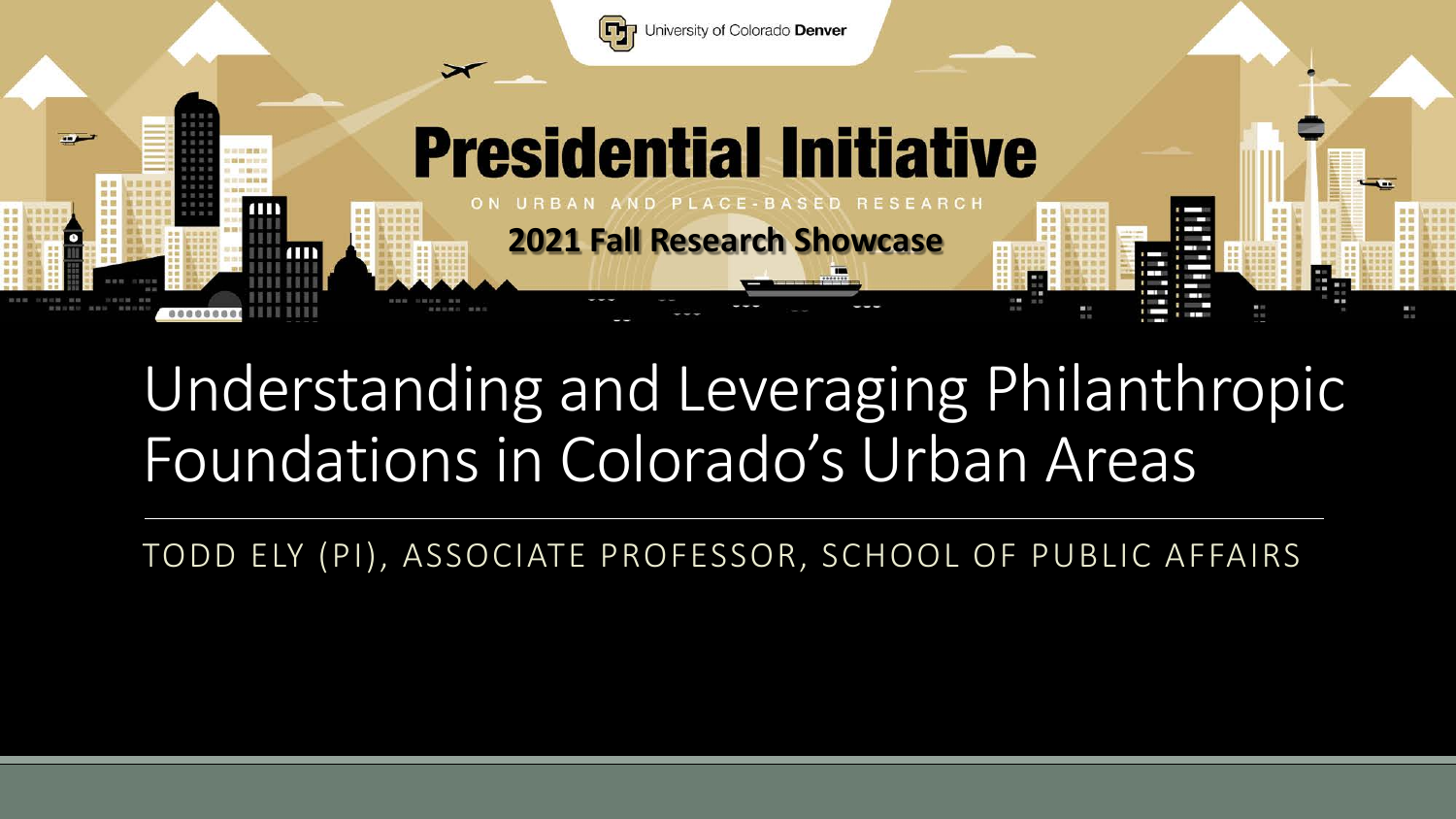University of Colorado **Denver**

# Presidential Initiative

ON URBAN AND PLACE-BASED RESEARCH

**2021 Fall Research Showcase**

# Understanding and Leveraging Philanthropic Foundations in Colorado's Urban Areas

TODD ELY (PI), ASSOCIATE PROFESSOR, SCHOOL OF PUBLIC AFFAIRS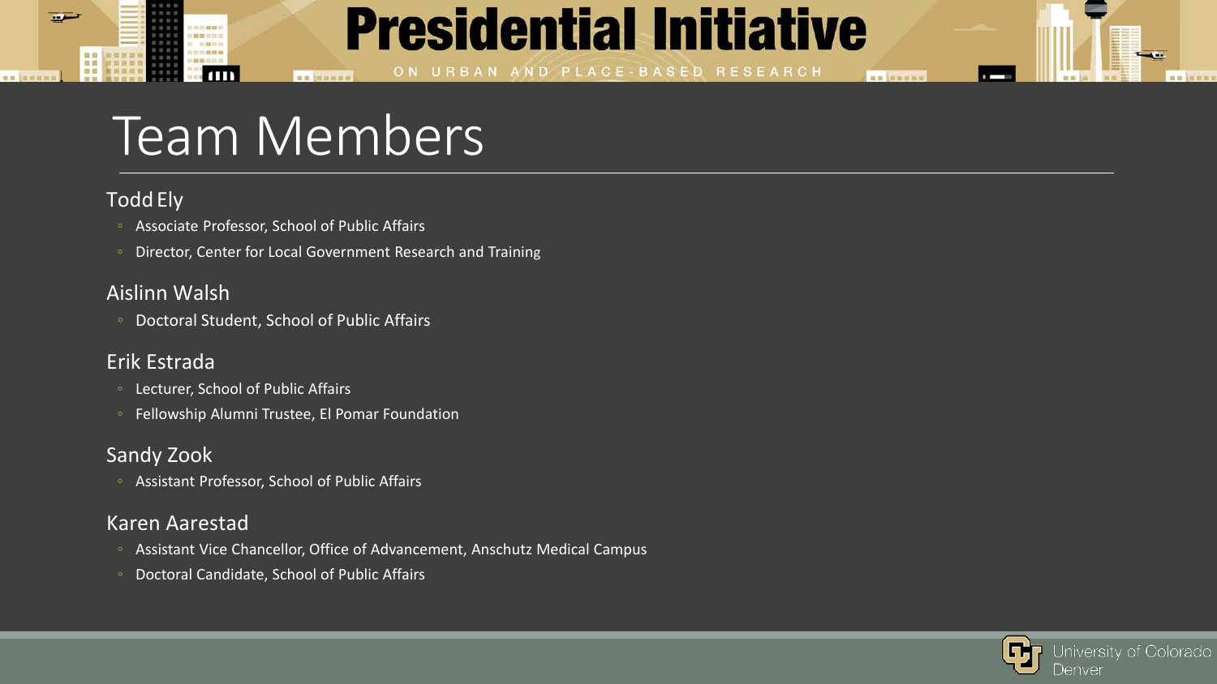# Team Members

## Todd Ely

- Associate Professor, School of Public Affairs
- Director, Center for Local Government Research and Training

## Aislinn Walsh

- Doctoral Student, School of Public Affairs

## Erik Estrada

- Lecturer, School of Public Affairs
- Fellowship Alumni Trustee, El Pomar Foundation

## Sandy Zook

- Assistant Professor, School of Public Affairs

## Karen Aarestad

- Assistant Vice Chancellor, Office of Advancement, Anschutz Medical Campus
- Doctoral Candidate, School of Public Affairs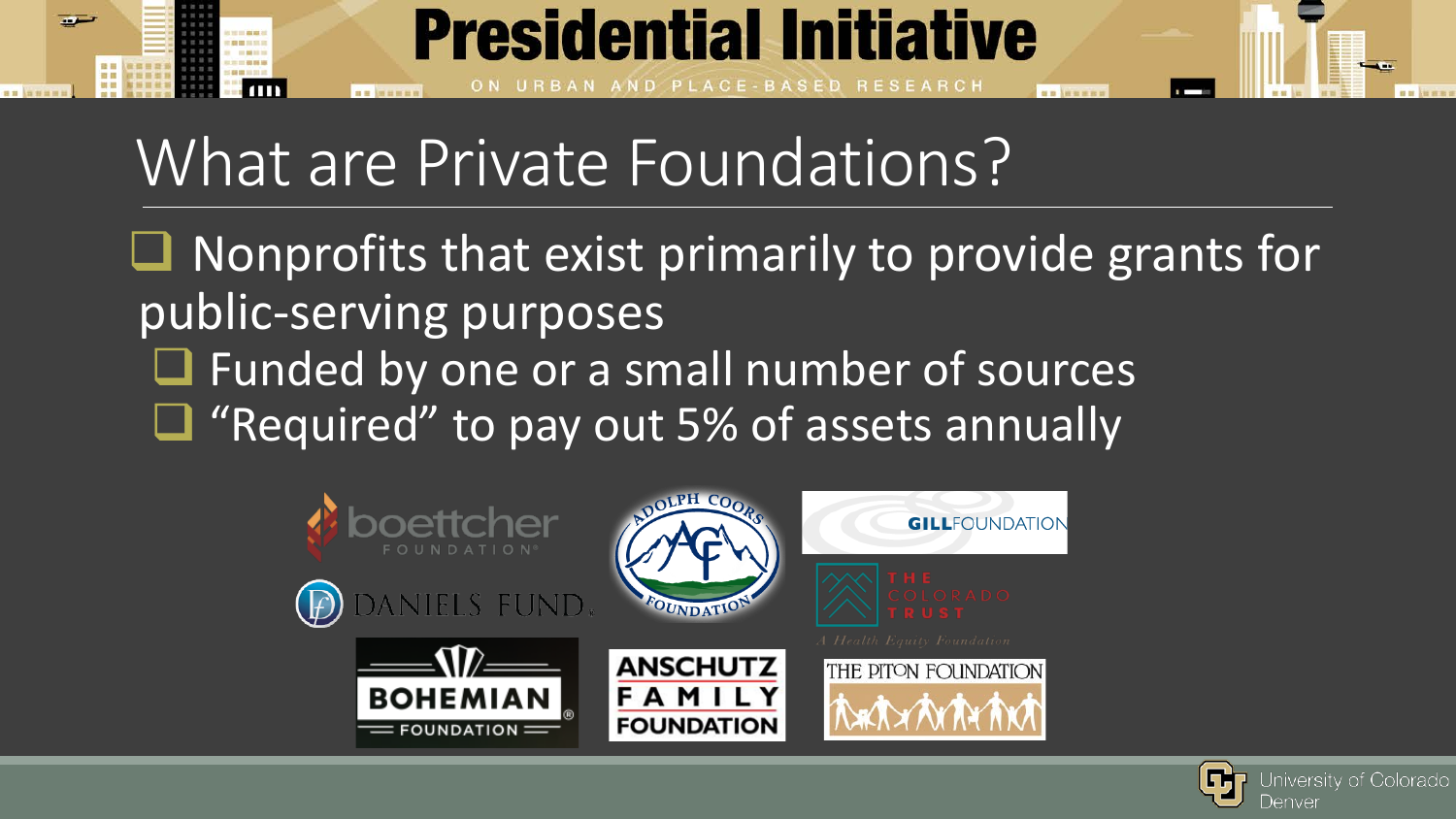# What are Private Foundations?

- Nonprofits that exist primarily to provide grants for public-serving purposes
  - Funded by one or a small number of sources
  - “Required” to pay out 5% of assets annually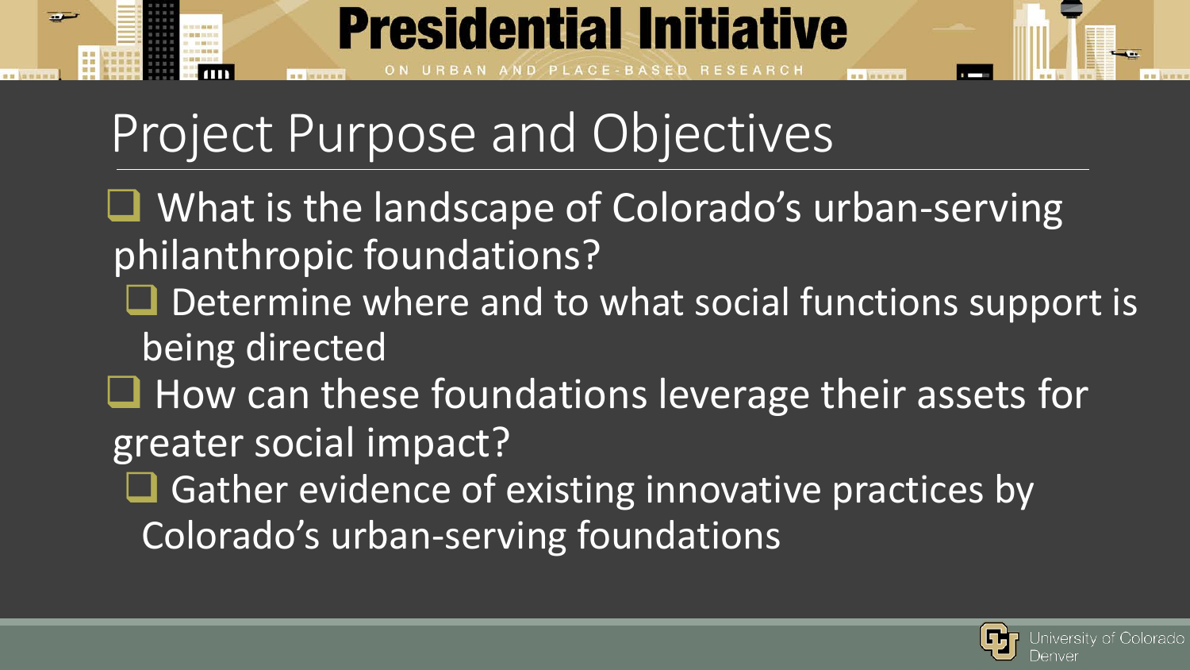# Project Purpose and Objectives

- What is the landscape of Colorado's urban-serving philanthropic foundations?
  - Determine where and to what social functions support is being directed
- How can these foundations leverage their assets for greater social impact?
  - Gather evidence of existing innovative practices by Colorado's urban-serving foundations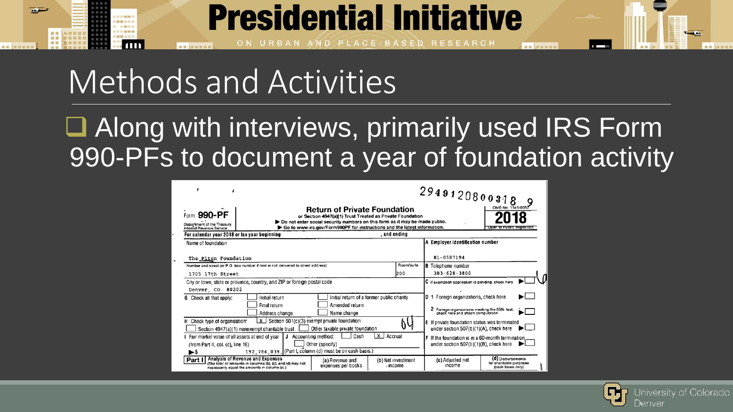# Methods and Activities

- Along with interviews, primarily used IRS Form 990-PFs to document a year of foundation activity

2949120800318 9

Form **990-PF**

Department of the Treasury
Internal Revenue Service

**Return of Private Foundation**
or Section 4947(a)(1) Trust Treated as Private Foundation
▶ Do not enter social security numbers on this form as it may be made public.
▶ Go to www.irs.gov/Form990PF for instructions and the latest information.

OMB No 1545-0052
**2018**
Open to Public Inspection

For calendar year 2018 or tax year beginning , and ending

| Name of foundation | | A Employer identification number |
|---|---|---|
| The Piton Foundation | | 81-0587194 |
| Number and street (or P O box number if mail is not delivered to street address) | Room/suite | B Telephone number |
| 1705 17th Street | 200 | 303-628-3800 |
| City or town, state or province, country, and ZIP or foreign postal code | | C If exemption application is pending, check here ▶ ☐ |
| Denver, CO 80202 | | |

G Check all that apply: ☐ Initial return ☐ Initial return of a former public charity ☐ Final return ☐ Amended return ☐ Address change ☐ Name change

D 1 Foreign organizations, check here ▶ ☐
2 Foreign organizations meeting the 85% test, check here and attach computation ▶ ☐

H Check type of organization: ☒ Section 501(c)(3) exempt private foundation ☐ Section 4947(a)(1) nonexempt charitable trust ☐ Other taxable private foundation

E If private foundation status was terminated under section 507(b)(1)(A), check here ▶ ☐

I Fair market value of all assets at end of year (from Part II, col. (c), line 16) ▶ $ 192,784,039.

J Accounting method: ☐ Cash ☒ Accrual ☐ Other (specify) (Part I, column (d) must be on cash basis.)

F If the foundation is in a 60-month termination under section 507(b)(1)(B), check here ▶ ☐

| **Part I** Analysis of Revenue and Expenses (The total of amounts in columns (b), (c), and (d) may not necessarily equal the amounts in column (a)) | (a) Revenue and expenses per books | (b) Net investment income | (c) Adjusted net income | (d) Disbursements for charitable purposes (cash basis only) |
|---|---|---|---|---|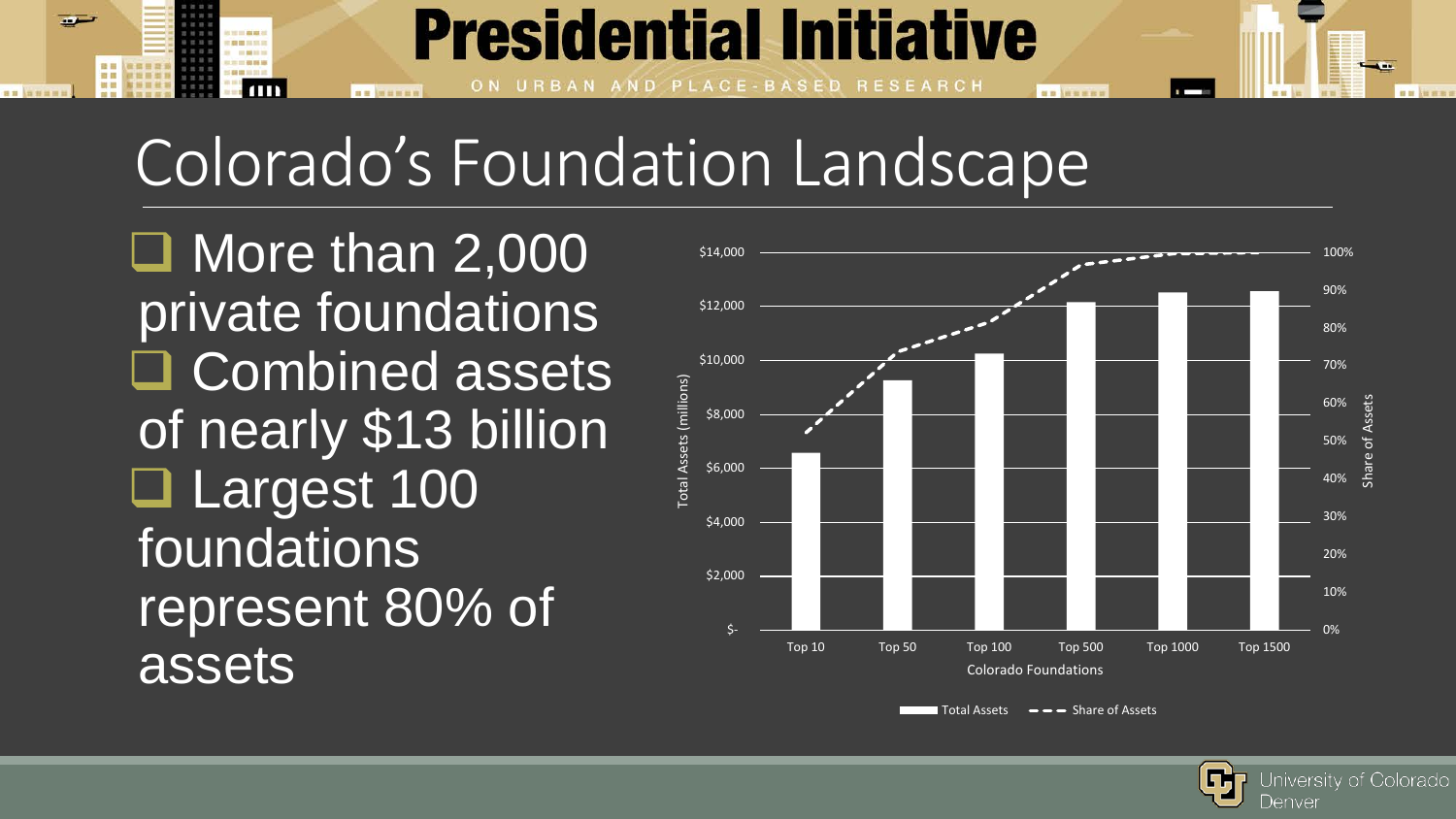# Colorado's Foundation Landscape

- More than 2,000 private foundations
- Combined assets of nearly $13 billion
- Largest 100 foundations represent 80% of assets

Total Assets (millions) | Share of Assets

Top 10 | Top 50 | Top 100 | Top 500 | Top 1000 | Top 1500

Colorado Foundations

Total Assets — Share of Assets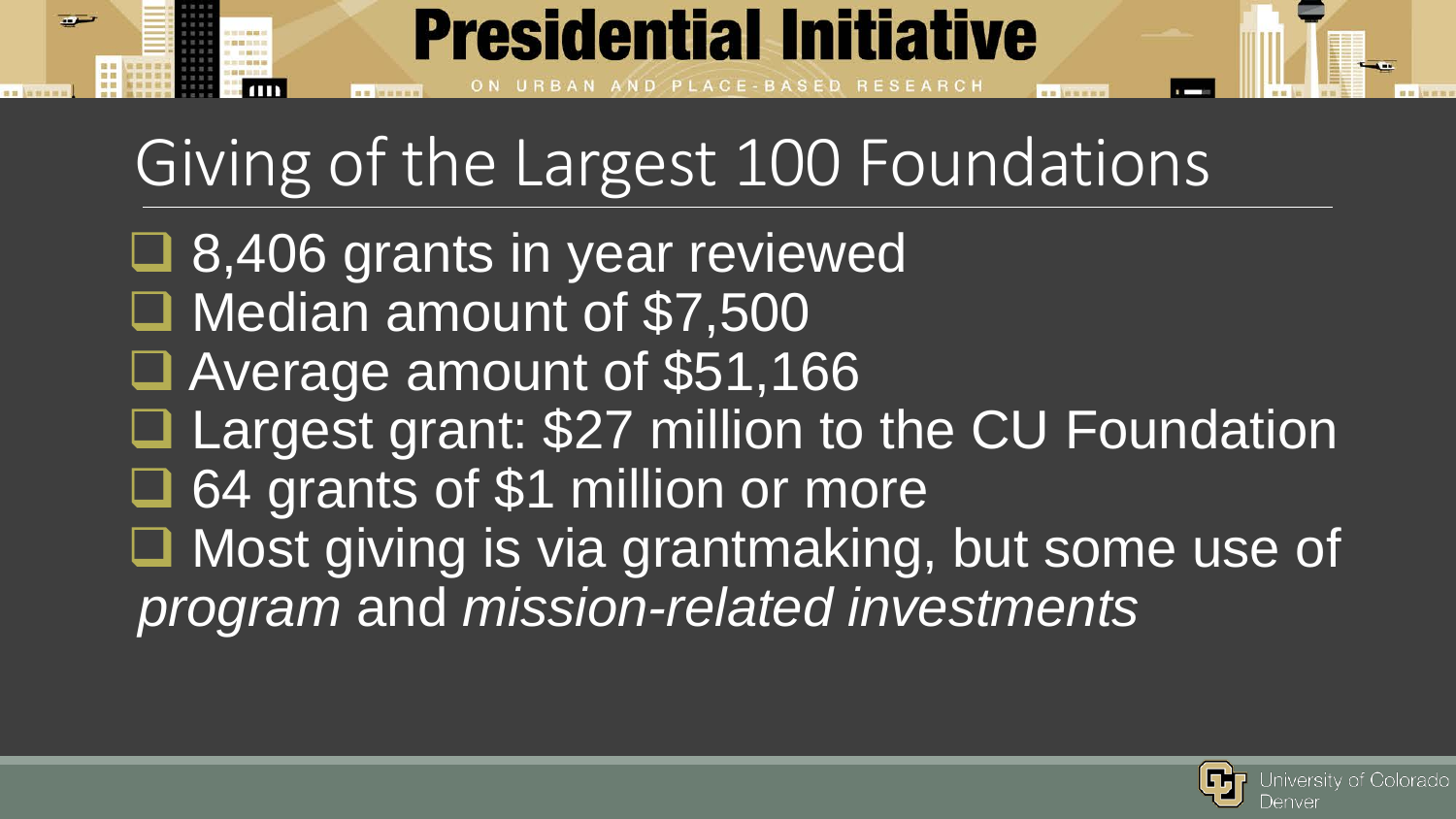# Giving of the Largest 100 Foundations

- 8,406 grants in year reviewed
- Median amount of $7,500
- Average amount of $51,166
- Largest grant: $27 million to the CU Foundation
- 64 grants of $1 million or more
- Most giving is via grantmaking, but some use of *program* and *mission-related investments*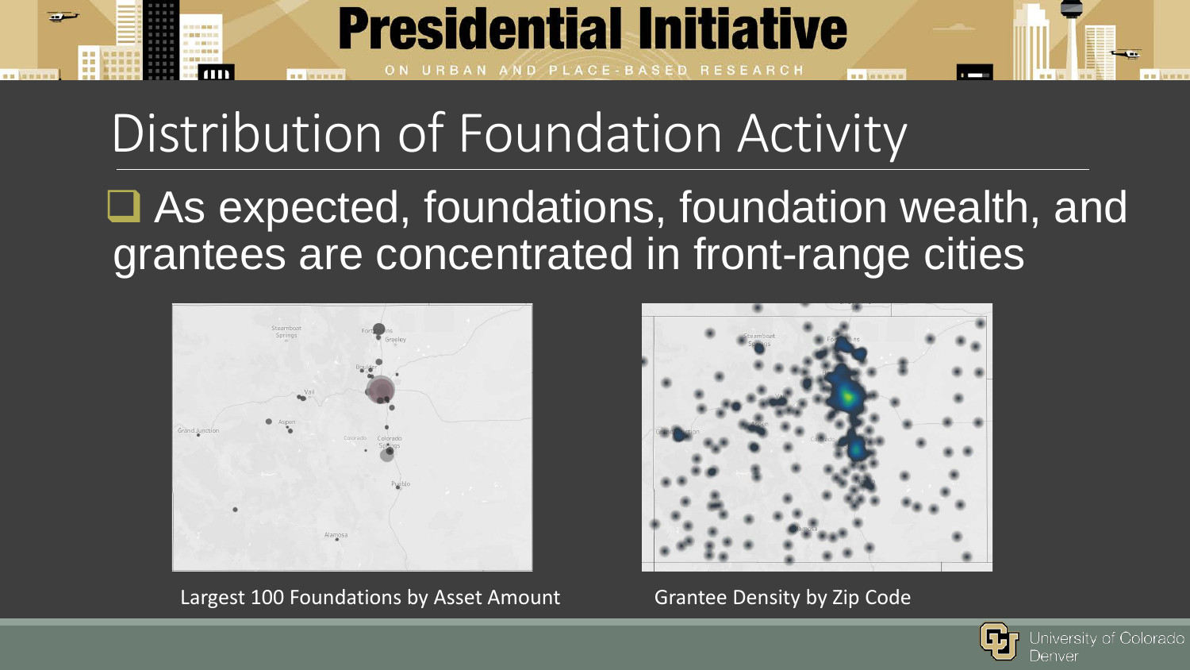# Distribution of Foundation Activity

- As expected, foundations, foundation wealth, and grantees are concentrated in front-range cities

Largest 100 Foundations by Asset Amount

Grantee Density by Zip Code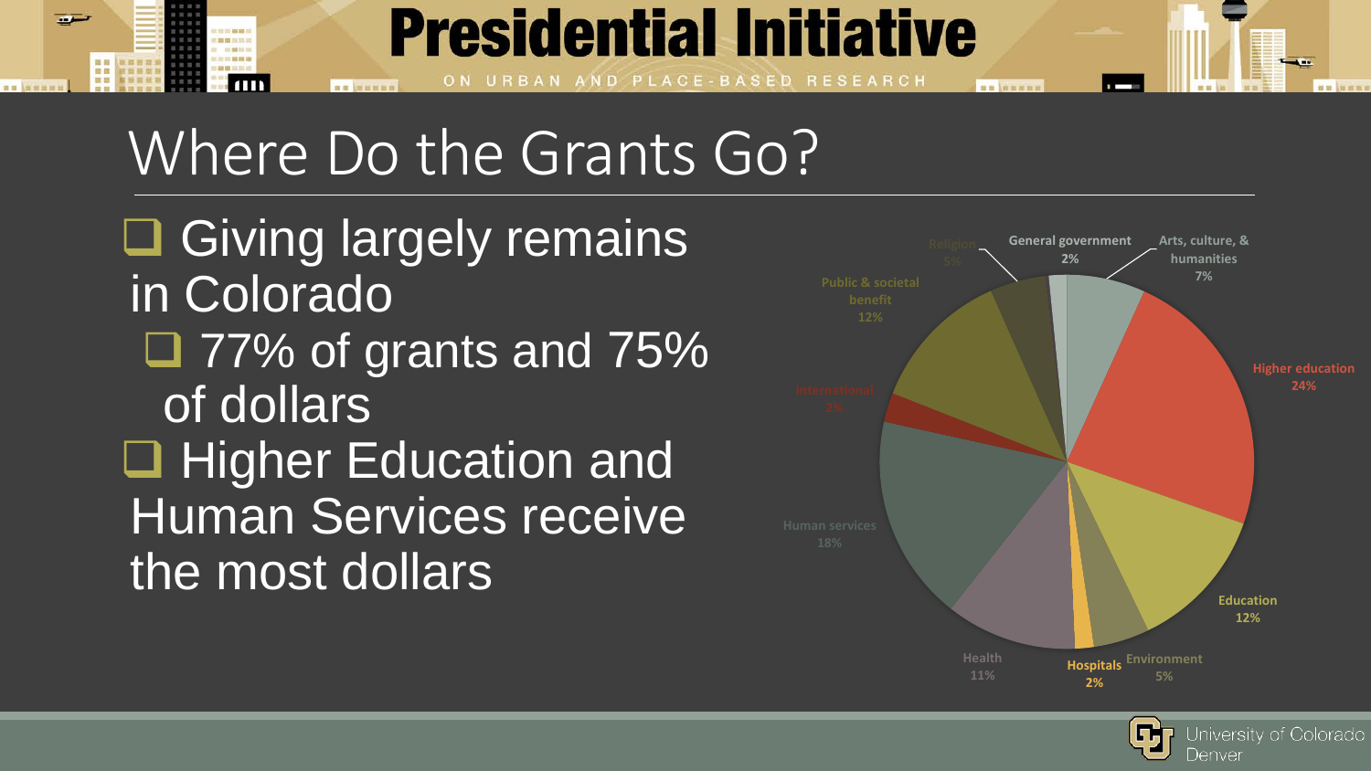# Where Do the Grants Go?

- Giving largely remains in Colorado
  - 77% of grants and 75% of dollars
- Higher Education and Human Services receive the most dollars

| Category | Share |
|---|---|
| Arts, culture, & humanities | 7% |
| Higher education | 24% |
| Education | 12% |
| Environment | 5% |
| Hospitals | 2% |
| Health | 11% |
| Human services | 18% |
| International | 2% |
| Public & societal benefit | 12% |
| Religion | 5% |
| General government | 2% |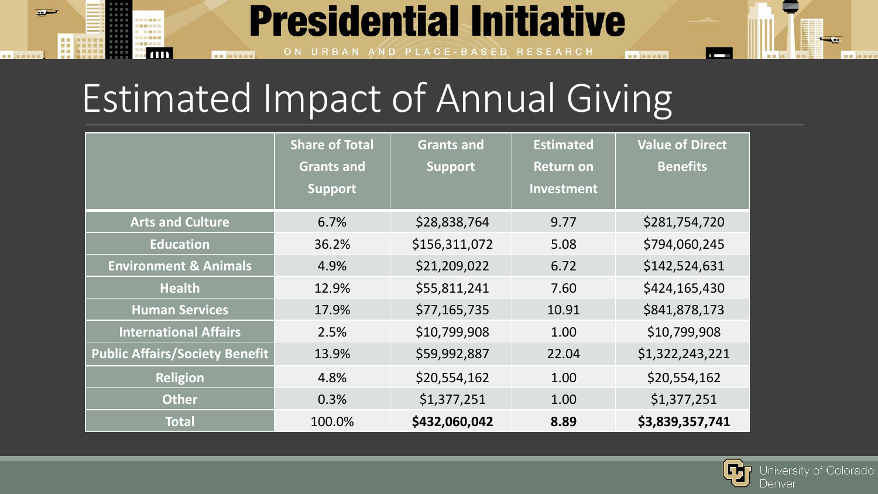# Estimated Impact of Annual Giving

| | Share of Total Grants and Support | Grants and Support | Estimated Return on Investment | Value of Direct Benefits |
|---|---|---|---|---|
| **Arts and Culture** | 6.7% | $28,838,764 | 9.77 | $281,754,720 |
| **Education** | 36.2% | $156,311,072 | 5.08 | $794,060,245 |
| **Environment & Animals** | 4.9% | $21,209,022 | 6.72 | $142,524,631 |
| **Health** | 12.9% | $55,811,241 | 7.60 | $424,165,430 |
| **Human Services** | 17.9% | $77,165,735 | 10.91 | $841,878,173 |
| **International Affairs** | 2.5% | $10,799,908 | 1.00 | $10,799,908 |
| **Public Affairs/Society Benefit** | 13.9% | $59,992,887 | 22.04 | $1,322,243,221 |
| **Religion** | 4.8% | $20,554,162 | 1.00 | $20,554,162 |
| **Other** | 0.3% | $1,377,251 | 1.00 | $1,377,251 |
| **Total** | 100.0% | **$432,060,042** | **8.89** | **$3,839,357,741** |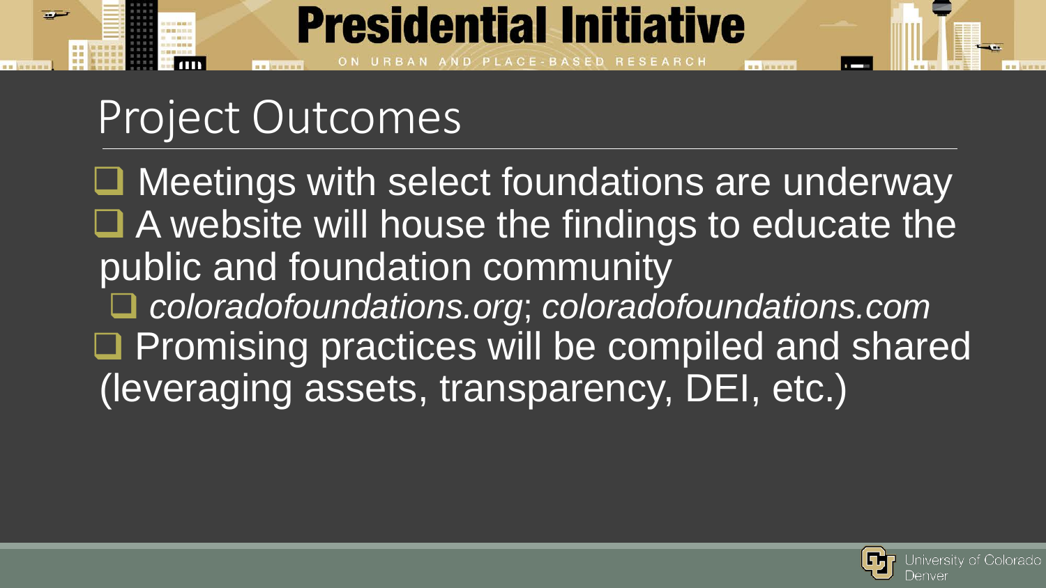# Project Outcomes

- Meetings with select foundations are underway
- A website will house the findings to educate the public and foundation community
  - *coloradofoundations.org*; *coloradofoundations.com*
- Promising practices will be compiled and shared (leveraging assets, transparency, DEI, etc.)